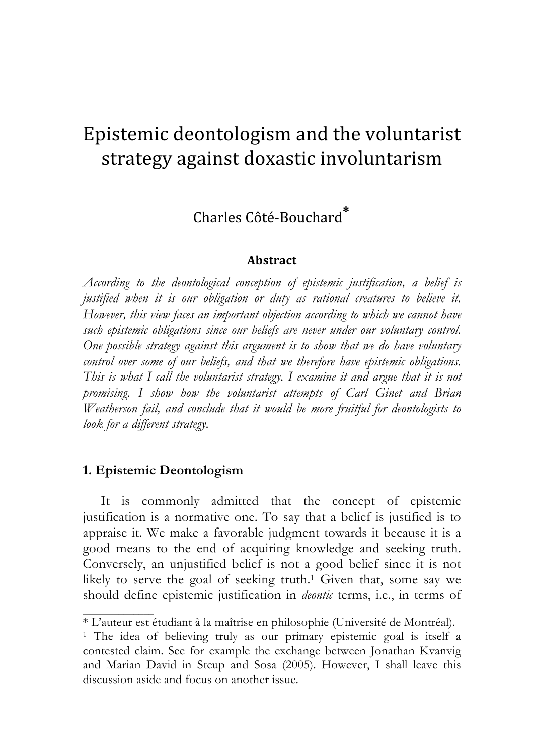# Epistemic deontologism and the voluntarist strategy against doxastic involuntarism

Charles Côté-Bouchard*

**Abstract**

*According to the deontological conception of epistemic justification, a belief is justified when it is our obligation or duty as rational creatures to believe it. However, this view faces an important objection according to which we cannot have such epistemic obligations since our beliefs are never under our voluntary control. One possible strategy against this argument is to show that we do have voluntary control over some of our beliefs, and that we therefore have epistemic obligations. This is what I call the voluntarist strategy. I examine it and argue that it is not promising. I show how the voluntarist attempts of Carl Ginet and Brian Weatherson fail, and conclude that it would be more fruitful for deontologists to look for a different strategy.*

## 1. Epistemic Deontologism

It is commonly admitted that the concept of epistemic justification is a normative one. To say that a belief is justified is to appraise it. We make a favorable judgment towards it because it is a good means to the end of acquiring knowledge and seeking truth. Conversely, an unjustified belief is not a good belief since it is not likely to serve the goal of seeking truth.[1] Given that, some say we should define epistemic justification in *deontic* terms, i.e., in terms of

---

* L'auteur est étudiant à la maîtrise en philosophie (Université de Montréal).

[1] The idea of believing truly as our primary epistemic goal is itself a contested claim. See for example the exchange between Jonathan Kvanvig and Marian David in Steup and Sosa (2005). However, I shall leave this discussion aside and focus on another issue.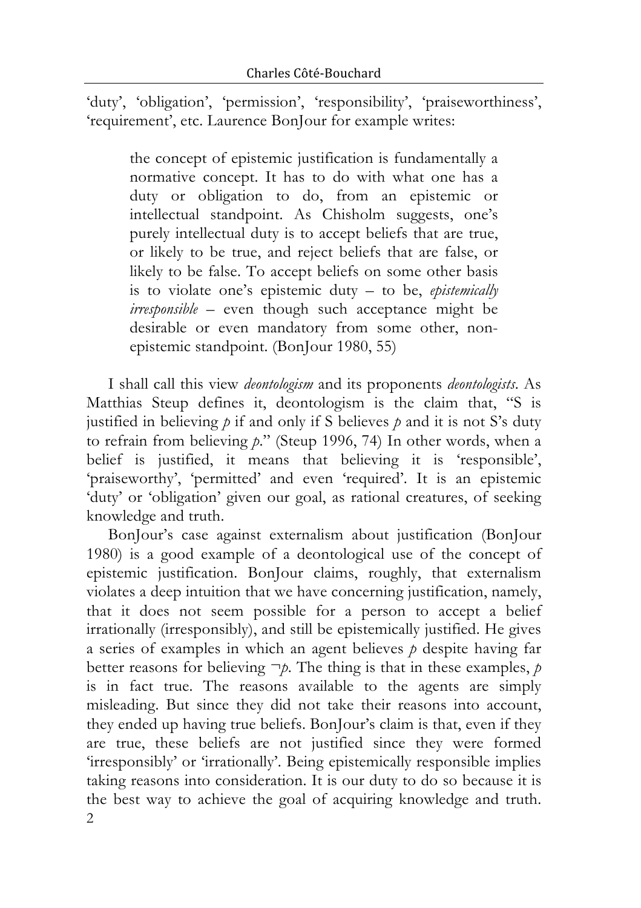'duty', 'obligation', 'permission', 'responsibility', 'praiseworthiness', 'requirement', etc. Laurence BonJour for example writes:

> the concept of epistemic justification is fundamentally a normative concept. It has to do with what one has a duty or obligation to do, from an epistemic or intellectual standpoint. As Chisholm suggests, one's purely intellectual duty is to accept beliefs that are true, or likely to be true, and reject beliefs that are false, or likely to be false. To accept beliefs on some other basis is to violate one's epistemic duty – to be, *epistemically irresponsible* – even though such acceptance might be desirable or even mandatory from some other, non-epistemic standpoint. (BonJour 1980, 55)

I shall call this view *deontologism* and its proponents *deontologists*. As Matthias Steup defines it, deontologism is the claim that, "S is justified in believing *p* if and only if S believes *p* and it is not S's duty to refrain from believing *p*." (Steup 1996, 74) In other words, when a belief is justified, it means that believing it is 'responsible', 'praiseworthy', 'permitted' and even 'required'. It is an epistemic 'duty' or 'obligation' given our goal, as rational creatures, of seeking knowledge and truth.

BonJour's case against externalism about justification (BonJour 1980) is a good example of a deontological use of the concept of epistemic justification. BonJour claims, roughly, that externalism violates a deep intuition that we have concerning justification, namely, that it does not seem possible for a person to accept a belief irrationally (irresponsibly), and still be epistemically justified. He gives a series of examples in which an agent believes *p* despite having far better reasons for believing $\neg p$. The thing is that in these examples, *p* is in fact true. The reasons available to the agents are simply misleading. But since they did not take their reasons into account, they ended up having true beliefs. BonJour's claim is that, even if they are true, these beliefs are not justified since they were formed 'irresponsibly' or 'irrationally'. Being epistemically responsible implies taking reasons into consideration. It is our duty to do so because it is the best way to achieve the goal of acquiring knowledge and truth.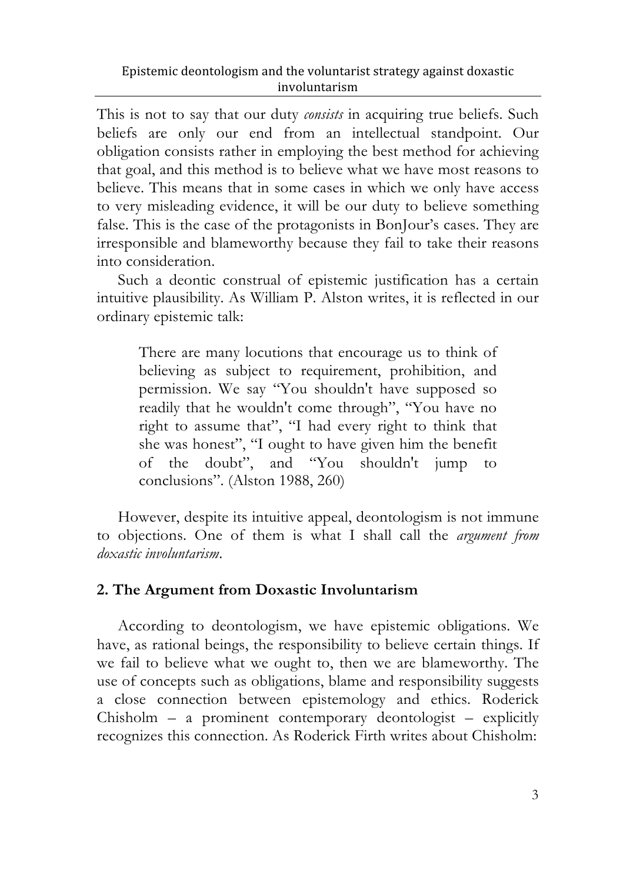This is not to say that our duty *consists* in acquiring true beliefs. Such beliefs are only our end from an intellectual standpoint. Our obligation consists rather in employing the best method for achieving that goal, and this method is to believe what we have most reasons to believe. This means that in some cases in which we only have access to very misleading evidence, it will be our duty to believe something false. This is the case of the protagonists in BonJour's cases. They are irresponsible and blameworthy because they fail to take their reasons into consideration.

Such a deontic construal of epistemic justification has a certain intuitive plausibility. As William P. Alston writes, it is reflected in our ordinary epistemic talk:

> There are many locutions that encourage us to think of believing as subject to requirement, prohibition, and permission. We say "You shouldn't have supposed so readily that he wouldn't come through", "You have no right to assume that", "I had every right to think that she was honest", "I ought to have given him the benefit of the doubt", and "You shouldn't jump to conclusions". (Alston 1988, 260)

However, despite its intuitive appeal, deontologism is not immune to objections. One of them is what I shall call the *argument from doxastic involuntarism*.

## 2. The Argument from Doxastic Involuntarism

According to deontologism, we have epistemic obligations. We have, as rational beings, the responsibility to believe certain things. If we fail to believe what we ought to, then we are blameworthy. The use of concepts such as obligations, blame and responsibility suggests a close connection between epistemology and ethics. Roderick Chisholm – a prominent contemporary deontologist – explicitly recognizes this connection. As Roderick Firth writes about Chisholm: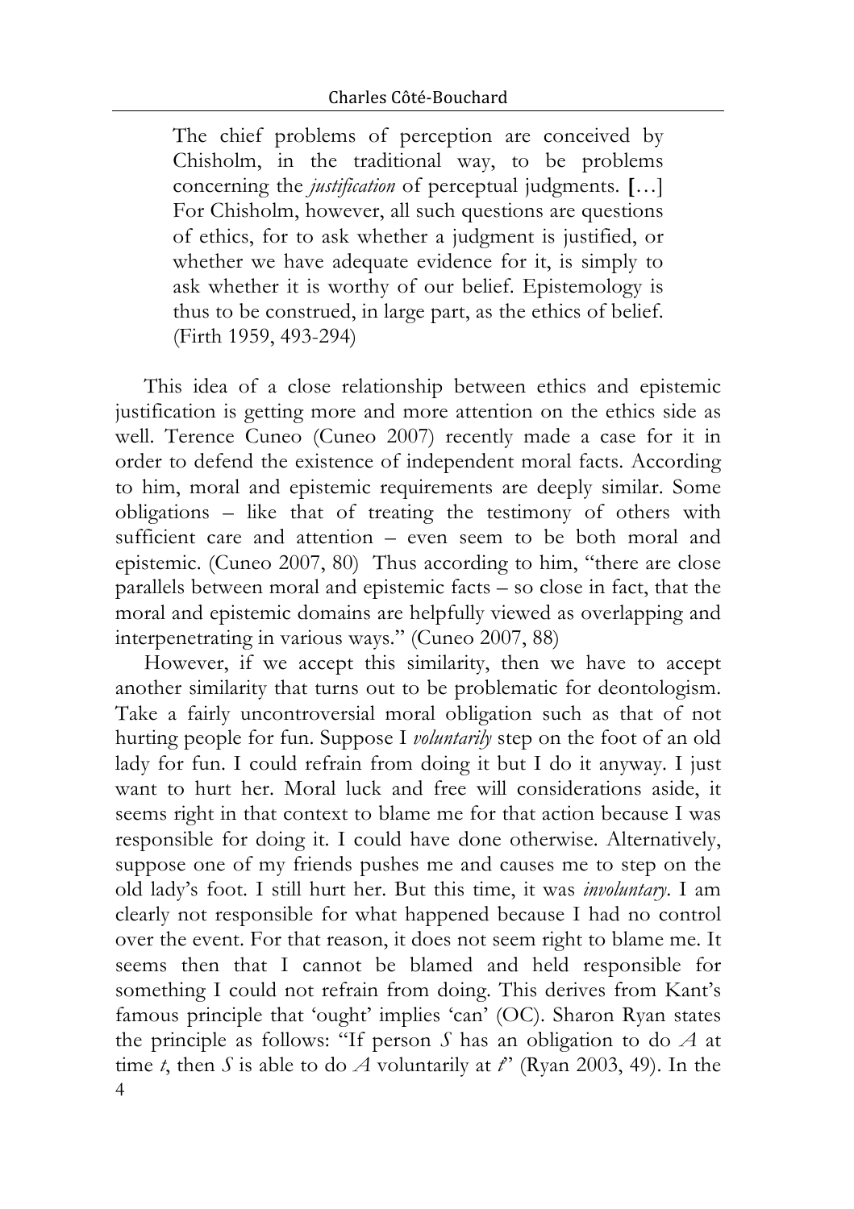> The chief problems of perception are conceived by Chisholm, in the traditional way, to be problems concerning the *justification* of perceptual judgments. **[**…] For Chisholm, however, all such questions are questions of ethics, for to ask whether a judgment is justified, or whether we have adequate evidence for it, is simply to ask whether it is worthy of our belief. Epistemology is thus to be construed, in large part, as the ethics of belief. (Firth 1959, 493-294)

This idea of a close relationship between ethics and epistemic justification is getting more and more attention on the ethics side as well. Terence Cuneo (Cuneo 2007) recently made a case for it in order to defend the existence of independent moral facts. According to him, moral and epistemic requirements are deeply similar. Some obligations – like that of treating the testimony of others with sufficient care and attention – even seem to be both moral and epistemic. (Cuneo 2007, 80) Thus according to him, "there are close parallels between moral and epistemic facts – so close in fact, that the moral and epistemic domains are helpfully viewed as overlapping and interpenetrating in various ways." (Cuneo 2007, 88)

However, if we accept this similarity, then we have to accept another similarity that turns out to be problematic for deontologism. Take a fairly uncontroversial moral obligation such as that of not hurting people for fun. Suppose I *voluntarily* step on the foot of an old lady for fun. I could refrain from doing it but I do it anyway. I just want to hurt her. Moral luck and free will considerations aside, it seems right in that context to blame me for that action because I was responsible for doing it. I could have done otherwise. Alternatively, suppose one of my friends pushes me and causes me to step on the old lady's foot. I still hurt her. But this time, it was *involuntary*. I am clearly not responsible for what happened because I had no control over the event. For that reason, it does not seem right to blame me. It seems then that I cannot be blamed and held responsible for something I could not refrain from doing. This derives from Kant's famous principle that 'ought' implies 'can' (OC). Sharon Ryan states the principle as follows: "If person *S* has an obligation to do *A* at time *t*, then *S* is able to do *A* voluntarily at *t*" (Ryan 2003, 49). In the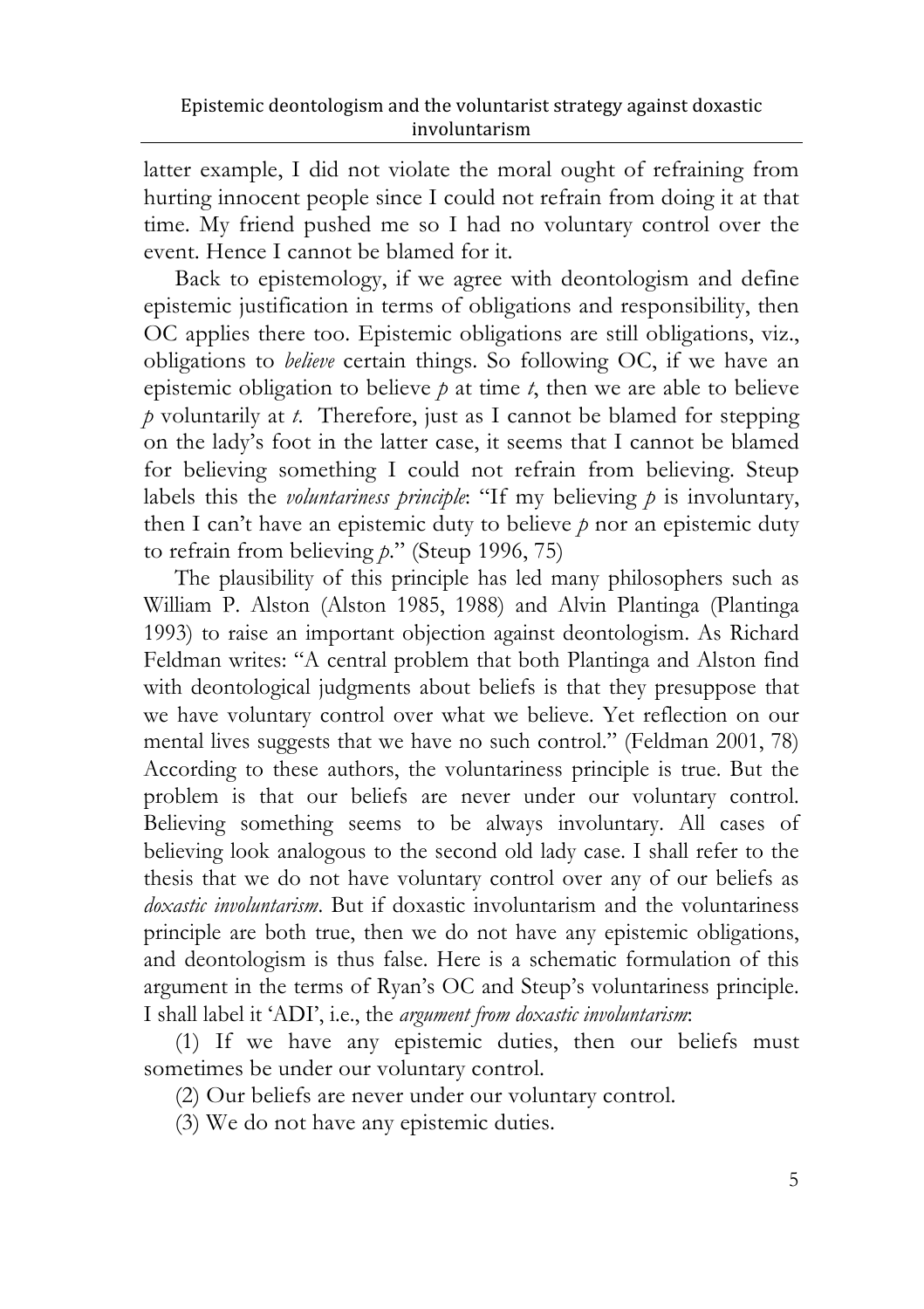latter example, I did not violate the moral ought of refraining from hurting innocent people since I could not refrain from doing it at that time. My friend pushed me so I had no voluntary control over the event. Hence I cannot be blamed for it.

Back to epistemology, if we agree with deontologism and define epistemic justification in terms of obligations and responsibility, then OC applies there too. Epistemic obligations are still obligations, viz., obligations to *believe* certain things. So following OC, if we have an epistemic obligation to believe *p* at time *t*, then we are able to believe *p* voluntarily at *t*. Therefore, just as I cannot be blamed for stepping on the lady's foot in the latter case, it seems that I cannot be blamed for believing something I could not refrain from believing. Steup labels this the *voluntariness principle*: "If my believing *p* is involuntary, then I can't have an epistemic duty to believe *p* nor an epistemic duty to refrain from believing *p*." (Steup 1996, 75)

The plausibility of this principle has led many philosophers such as William P. Alston (Alston 1985, 1988) and Alvin Plantinga (Plantinga 1993) to raise an important objection against deontologism. As Richard Feldman writes: "A central problem that both Plantinga and Alston find with deontological judgments about beliefs is that they presuppose that we have voluntary control over what we believe. Yet reflection on our mental lives suggests that we have no such control." (Feldman 2001, 78) According to these authors, the voluntariness principle is true. But the problem is that our beliefs are never under our voluntary control. Believing something seems to be always involuntary. All cases of believing look analogous to the second old lady case. I shall refer to the thesis that we do not have voluntary control over any of our beliefs as *doxastic involuntarism*. But if doxastic involuntarism and the voluntariness principle are both true, then we do not have any epistemic obligations, and deontologism is thus false. Here is a schematic formulation of this argument in the terms of Ryan's OC and Steup's voluntariness principle. I shall label it 'ADI', i.e., the *argument from doxastic involuntarism*:

(1) If we have any epistemic duties, then our beliefs must sometimes be under our voluntary control.

(2) Our beliefs are never under our voluntary control.

(3) We do not have any epistemic duties.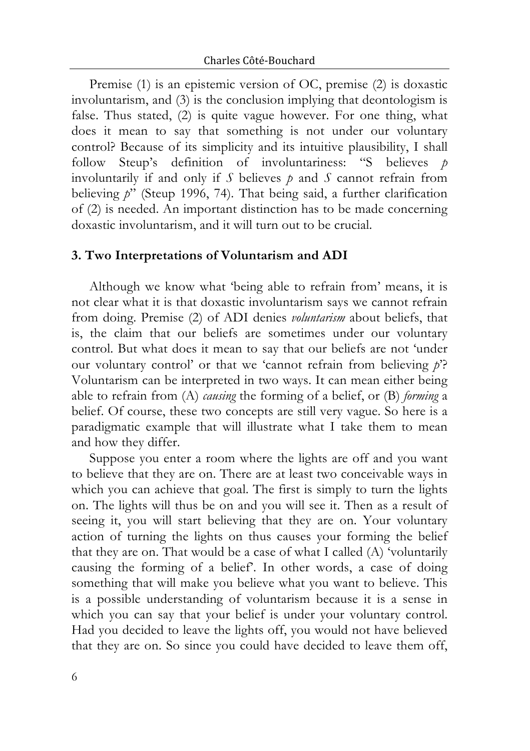Premise (1) is an epistemic version of OC, premise (2) is doxastic involuntarism, and (3) is the conclusion implying that deontologism is false. Thus stated, (2) is quite vague however. For one thing, what does it mean to say that something is not under our voluntary control? Because of its simplicity and its intuitive plausibility, I shall follow Steup's definition of involuntariness: "S believes *p* involuntarily if and only if *S* believes *p* and *S* cannot refrain from believing *p*" (Steup 1996, 74). That being said, a further clarification of (2) is needed. An important distinction has to be made concerning doxastic involuntarism, and it will turn out to be crucial.

## 3. Two Interpretations of Voluntarism and ADI

Although we know what 'being able to refrain from' means, it is not clear what it is that doxastic involuntarism says we cannot refrain from doing. Premise (2) of ADI denies *voluntarism* about beliefs, that is, the claim that our beliefs are sometimes under our voluntary control. But what does it mean to say that our beliefs are not 'under our voluntary control' or that we 'cannot refrain from believing *p*'? Voluntarism can be interpreted in two ways. It can mean either being able to refrain from (A) *causing* the forming of a belief, or (B) *forming* a belief. Of course, these two concepts are still very vague. So here is a paradigmatic example that will illustrate what I take them to mean and how they differ.

Suppose you enter a room where the lights are off and you want to believe that they are on. There are at least two conceivable ways in which you can achieve that goal. The first is simply to turn the lights on. The lights will thus be on and you will see it. Then as a result of seeing it, you will start believing that they are on. Your voluntary action of turning the lights on thus causes your forming the belief that they are on. That would be a case of what I called (A) 'voluntarily causing the forming of a belief'. In other words, a case of doing something that will make you believe what you want to believe. This is a possible understanding of voluntarism because it is a sense in which you can say that your belief is under your voluntary control. Had you decided to leave the lights off, you would not have believed that they are on. So since you could have decided to leave them off,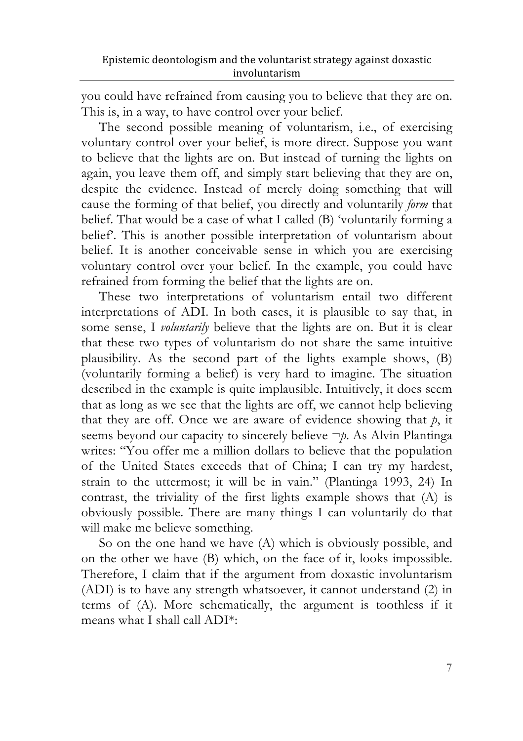you could have refrained from causing you to believe that they are on. This is, in a way, to have control over your belief.

The second possible meaning of voluntarism, i.e., of exercising voluntary control over your belief, is more direct. Suppose you want to believe that the lights are on. But instead of turning the lights on again, you leave them off, and simply start believing that they are on, despite the evidence. Instead of merely doing something that will cause the forming of that belief, you directly and voluntarily *form* that belief. That would be a case of what I called (B) 'voluntarily forming a belief'. This is another possible interpretation of voluntarism about belief. It is another conceivable sense in which you are exercising voluntary control over your belief. In the example, you could have refrained from forming the belief that the lights are on.

These two interpretations of voluntarism entail two different interpretations of ADI. In both cases, it is plausible to say that, in some sense, I *voluntarily* believe that the lights are on. But it is clear that these two types of voluntarism do not share the same intuitive plausibility. As the second part of the lights example shows, (B) (voluntarily forming a belief) is very hard to imagine. The situation described in the example is quite implausible. Intuitively, it does seem that as long as we see that the lights are off, we cannot help believing that they are off. Once we are aware of evidence showing that $p$, it seems beyond our capacity to sincerely believe $\neg p$. As Alvin Plantinga writes: "You offer me a million dollars to believe that the population of the United States exceeds that of China; I can try my hardest, strain to the uttermost; it will be in vain." (Plantinga 1993, 24) In contrast, the triviality of the first lights example shows that (A) is obviously possible. There are many things I can voluntarily do that will make me believe something.

So on the one hand we have (A) which is obviously possible, and on the other we have (B) which, on the face of it, looks impossible. Therefore, I claim that if the argument from doxastic involuntarism (ADI) is to have any strength whatsoever, it cannot understand (2) in terms of (A). More schematically, the argument is toothless if it means what I shall call ADI*: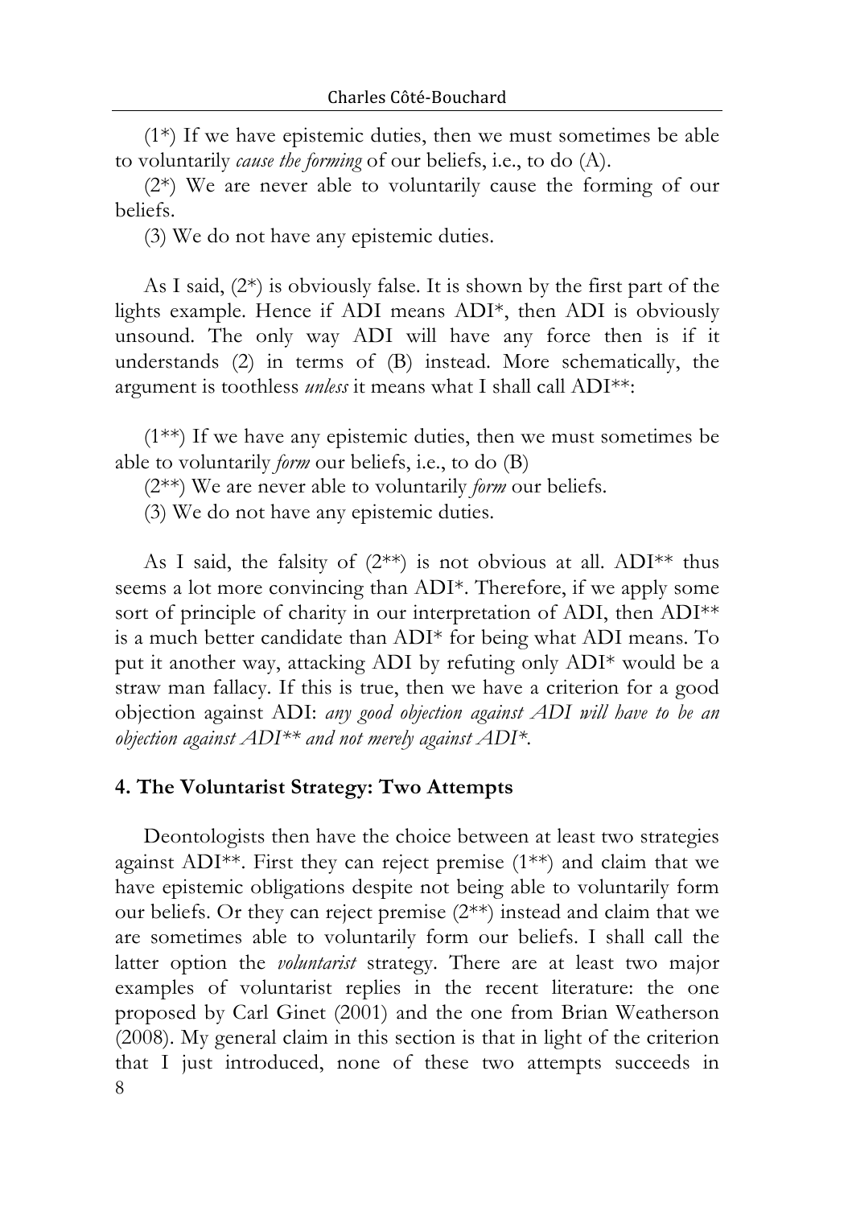(1*) If we have epistemic duties, then we must sometimes be able to voluntarily *cause the forming* of our beliefs, i.e., to do (A).

(2*) We are never able to voluntarily cause the forming of our beliefs.

(3) We do not have any epistemic duties.

As I said, (2*) is obviously false. It is shown by the first part of the lights example. Hence if ADI means ADI*, then ADI is obviously unsound. The only way ADI will have any force then is if it understands (2) in terms of (B) instead. More schematically, the argument is toothless *unless* it means what I shall call ADI**:

(1**) If we have any epistemic duties, then we must sometimes be able to voluntarily *form* our beliefs, i.e., to do (B)

(2**) We are never able to voluntarily *form* our beliefs.

(3) We do not have any epistemic duties.

As I said, the falsity of (2**) is not obvious at all. ADI** thus seems a lot more convincing than ADI*. Therefore, if we apply some sort of principle of charity in our interpretation of ADI, then ADI** is a much better candidate than ADI* for being what ADI means. To put it another way, attacking ADI by refuting only ADI* would be a straw man fallacy. If this is true, then we have a criterion for a good objection against ADI: *any good objection against ADI will have to be an objection against ADI** and not merely against ADI*.*

## 4. The Voluntarist Strategy: Two Attempts

Deontologists then have the choice between at least two strategies against ADI**. First they can reject premise (1**) and claim that we have epistemic obligations despite not being able to voluntarily form our beliefs. Or they can reject premise (2**) instead and claim that we are sometimes able to voluntarily form our beliefs. I shall call the latter option the *voluntarist* strategy. There are at least two major examples of voluntarist replies in the recent literature: the one proposed by Carl Ginet (2001) and the one from Brian Weatherson (2008). My general claim in this section is that in light of the criterion that I just introduced, none of these two attempts succeeds in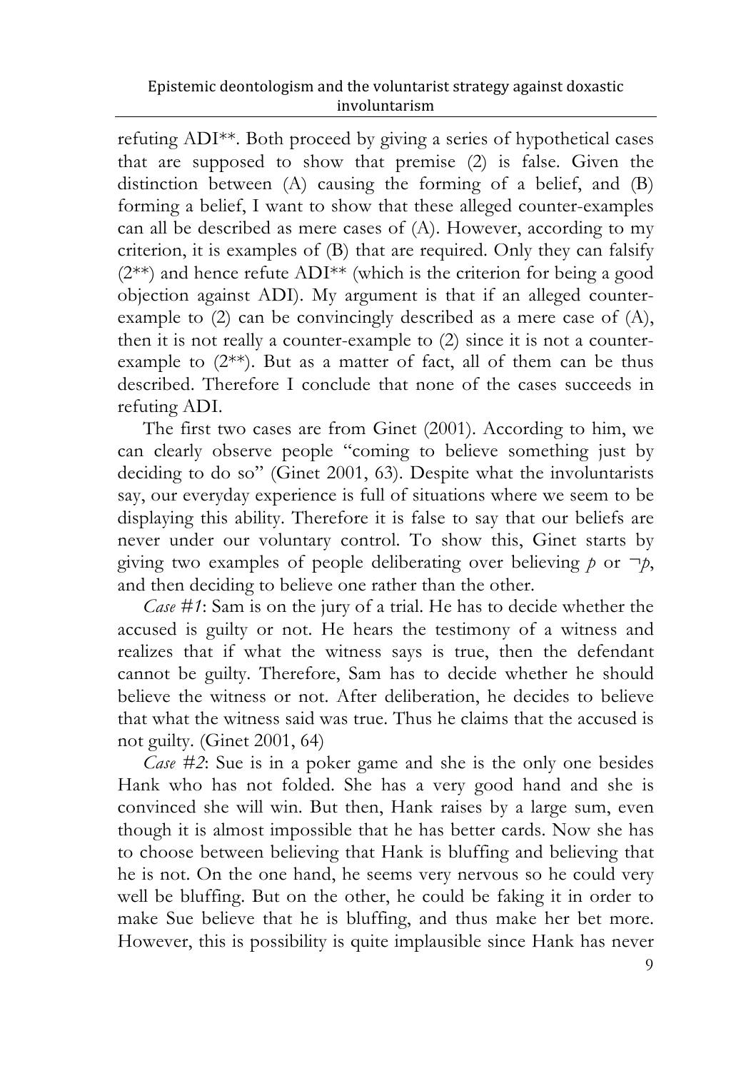refuting ADI**. Both proceed by giving a series of hypothetical cases that are supposed to show that premise (2) is false. Given the distinction between (A) causing the forming of a belief, and (B) forming a belief, I want to show that these alleged counter-examples can all be described as mere cases of (A). However, according to my criterion, it is examples of (B) that are required. Only they can falsify (2**) and hence refute ADI** (which is the criterion for being a good objection against ADI). My argument is that if an alleged counter-example to (2) can be convincingly described as a mere case of (A), then it is not really a counter-example to (2) since it is not a counter-example to (2**). But as a matter of fact, all of them can be thus described. Therefore I conclude that none of the cases succeeds in refuting ADI.

The first two cases are from Ginet (2001). According to him, we can clearly observe people "coming to believe something just by deciding to do so" (Ginet 2001, 63). Despite what the involuntarists say, our everyday experience is full of situations where we seem to be displaying this ability. Therefore it is false to say that our beliefs are never under our voluntary control. To show this, Ginet starts by giving two examples of people deliberating over believing $p$ or $\neg p$, and then deciding to believe one rather than the other.

*Case #1*: Sam is on the jury of a trial. He has to decide whether the accused is guilty or not. He hears the testimony of a witness and realizes that if what the witness says is true, then the defendant cannot be guilty. Therefore, Sam has to decide whether he should believe the witness or not. After deliberation, he decides to believe that what the witness said was true. Thus he claims that the accused is not guilty. (Ginet 2001, 64)

*Case #2*: Sue is in a poker game and she is the only one besides Hank who has not folded. She has a very good hand and she is convinced she will win. But then, Hank raises by a large sum, even though it is almost impossible that he has better cards. Now she has to choose between believing that Hank is bluffing and believing that he is not. On the one hand, he seems very nervous so he could very well be bluffing. But on the other, he could be faking it in order to make Sue believe that he is bluffing, and thus make her bet more. However, this is possibility is quite implausible since Hank has never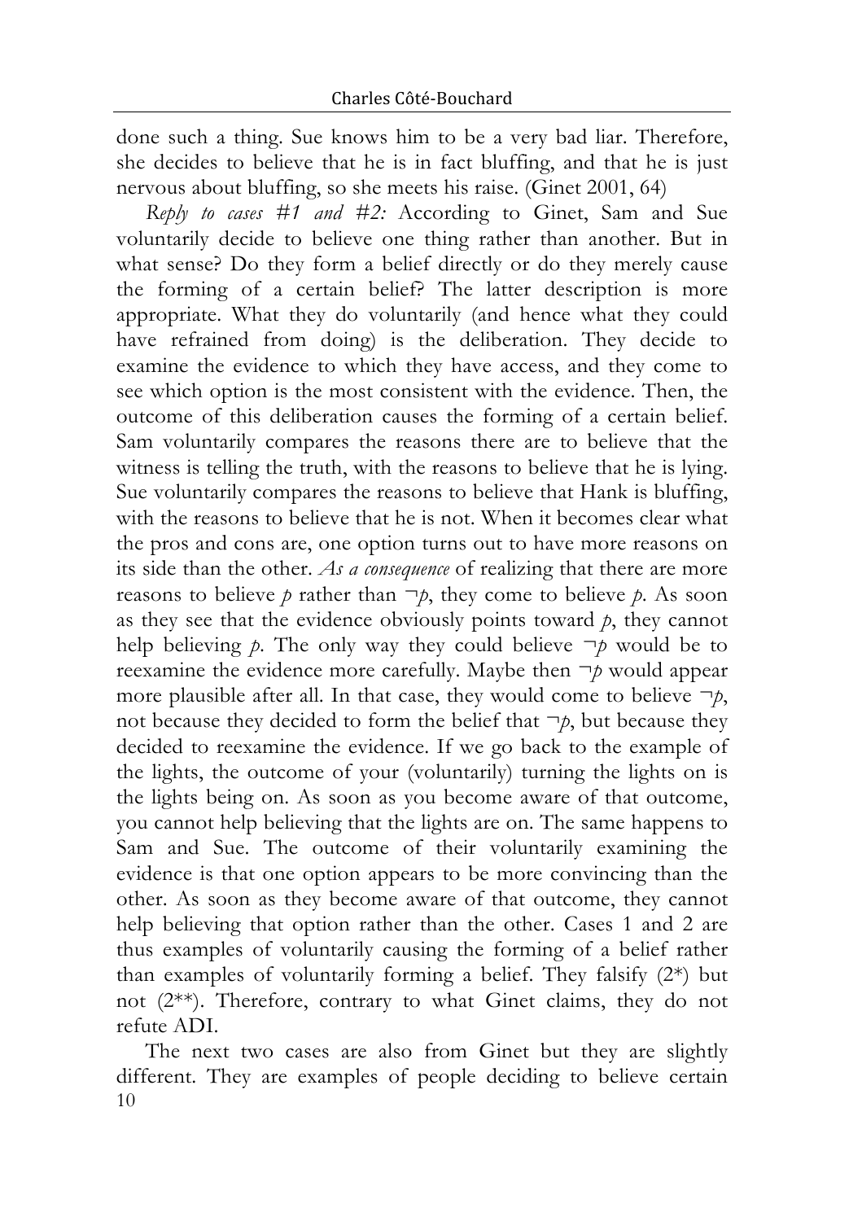done such a thing. Sue knows him to be a very bad liar. Therefore, she decides to believe that he is in fact bluffing, and that he is just nervous about bluffing, so she meets his raise. (Ginet 2001, 64)

*Reply to cases #1 and #2:* According to Ginet, Sam and Sue voluntarily decide to believe one thing rather than another. But in what sense? Do they form a belief directly or do they merely cause the forming of a certain belief? The latter description is more appropriate. What they do voluntarily (and hence what they could have refrained from doing) is the deliberation. They decide to examine the evidence to which they have access, and they come to see which option is the most consistent with the evidence. Then, the outcome of this deliberation causes the forming of a certain belief. Sam voluntarily compares the reasons there are to believe that the witness is telling the truth, with the reasons to believe that he is lying. Sue voluntarily compares the reasons to believe that Hank is bluffing, with the reasons to believe that he is not. When it becomes clear what the pros and cons are, one option turns out to have more reasons on its side than the other. *As a consequence* of realizing that there are more reasons to believe $p$ rather than $\neg p$, they come to believe $p$. As soon as they see that the evidence obviously points toward $p$, they cannot help believing $p$. The only way they could believe $\neg p$ would be to reexamine the evidence more carefully. Maybe then $\neg p$ would appear more plausible after all. In that case, they would come to believe $\neg p$, not because they decided to form the belief that $\neg p$, but because they decided to reexamine the evidence. If we go back to the example of the lights, the outcome of your (voluntarily) turning the lights on is the lights being on. As soon as you become aware of that outcome, you cannot help believing that the lights are on. The same happens to Sam and Sue. The outcome of their voluntarily examining the evidence is that one option appears to be more convincing than the other. As soon as they become aware of that outcome, they cannot help believing that option rather than the other. Cases 1 and 2 are thus examples of voluntarily causing the forming of a belief rather than examples of voluntarily forming a belief. They falsify (2*) but not (2**). Therefore, contrary to what Ginet claims, they do not refute ADI.

The next two cases are also from Ginet but they are slightly different. They are examples of people deciding to believe certain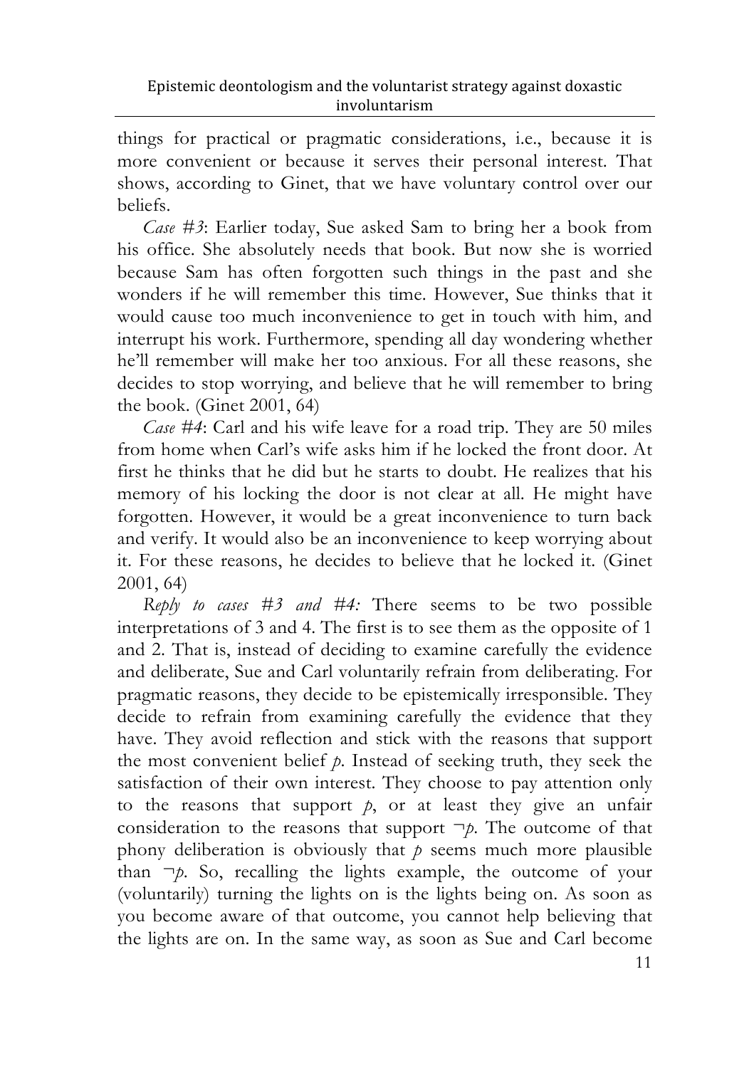things for practical or pragmatic considerations, i.e., because it is more convenient or because it serves their personal interest. That shows, according to Ginet, that we have voluntary control over our beliefs.

*Case #3*: Earlier today, Sue asked Sam to bring her a book from his office. She absolutely needs that book. But now she is worried because Sam has often forgotten such things in the past and she wonders if he will remember this time. However, Sue thinks that it would cause too much inconvenience to get in touch with him, and interrupt his work. Furthermore, spending all day wondering whether he'll remember will make her too anxious. For all these reasons, she decides to stop worrying, and believe that he will remember to bring the book. (Ginet 2001, 64)

*Case #4*: Carl and his wife leave for a road trip. They are 50 miles from home when Carl's wife asks him if he locked the front door. At first he thinks that he did but he starts to doubt. He realizes that his memory of his locking the door is not clear at all. He might have forgotten. However, it would be a great inconvenience to turn back and verify. It would also be an inconvenience to keep worrying about it. For these reasons, he decides to believe that he locked it. (Ginet 2001, 64)

*Reply to cases #3 and #4:* There seems to be two possible interpretations of 3 and 4. The first is to see them as the opposite of 1 and 2. That is, instead of deciding to examine carefully the evidence and deliberate, Sue and Carl voluntarily refrain from deliberating. For pragmatic reasons, they decide to be epistemically irresponsible. They decide to refrain from examining carefully the evidence that they have. They avoid reflection and stick with the reasons that support the most convenient belief $p$. Instead of seeking truth, they seek the satisfaction of their own interest. They choose to pay attention only to the reasons that support $p$, or at least they give an unfair consideration to the reasons that support $\neg p$. The outcome of that phony deliberation is obviously that $p$ seems much more plausible than $\neg p$. So, recalling the lights example, the outcome of your (voluntarily) turning the lights on is the lights being on. As soon as you become aware of that outcome, you cannot help believing that the lights are on. In the same way, as soon as Sue and Carl become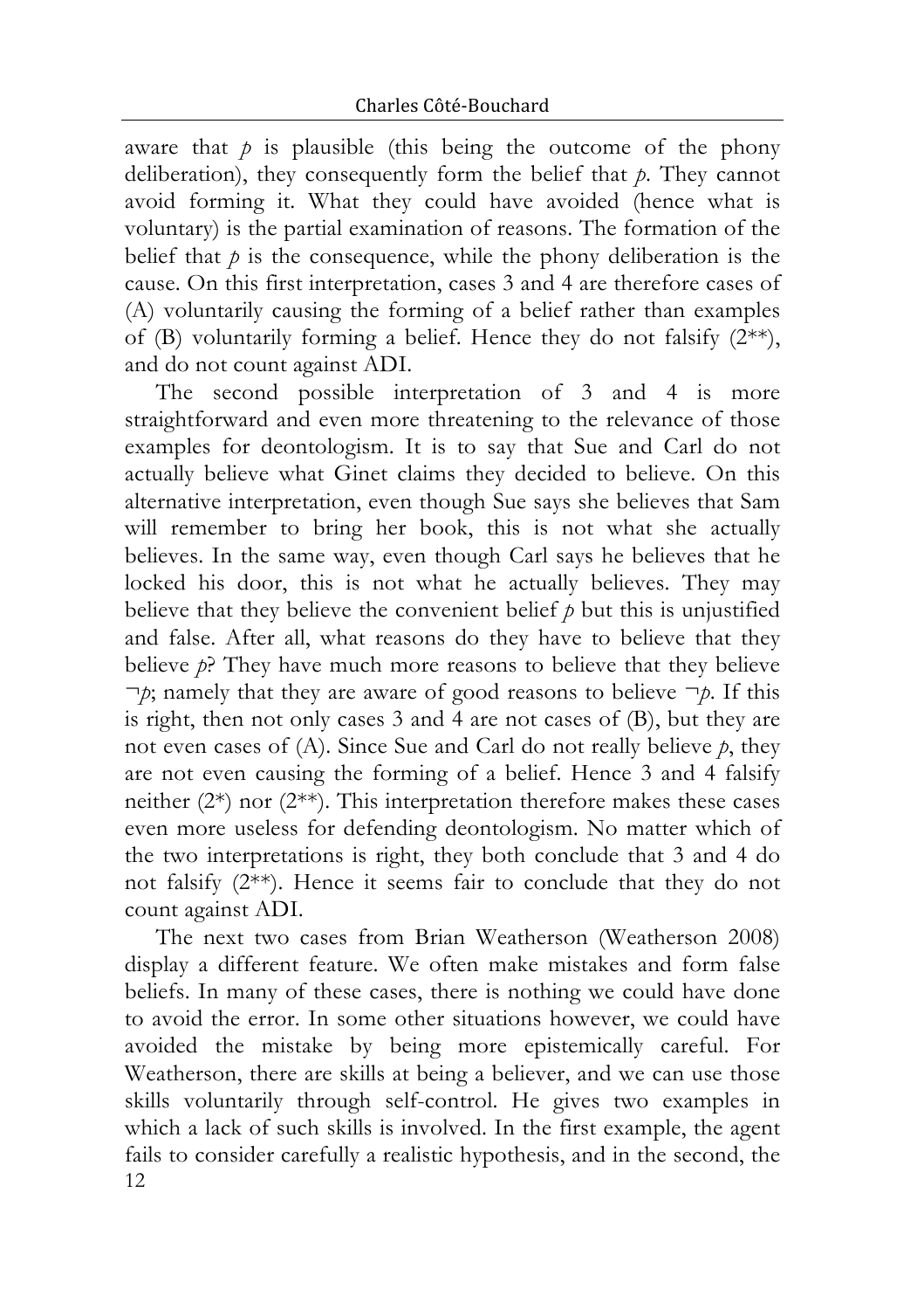aware that *p* is plausible (this being the outcome of the phony deliberation), they consequently form the belief that *p*. They cannot avoid forming it. What they could have avoided (hence what is voluntary) is the partial examination of reasons. The formation of the belief that *p* is the consequence, while the phony deliberation is the cause. On this first interpretation, cases 3 and 4 are therefore cases of (A) voluntarily causing the forming of a belief rather than examples of (B) voluntarily forming a belief. Hence they do not falsify (2**), and do not count against ADI.

The second possible interpretation of 3 and 4 is more straightforward and even more threatening to the relevance of those examples for deontologism. It is to say that Sue and Carl do not actually believe what Ginet claims they decided to believe. On this alternative interpretation, even though Sue says she believes that Sam will remember to bring her book, this is not what she actually believes. In the same way, even though Carl says he believes that he locked his door, this is not what he actually believes. They may believe that they believe the convenient belief *p* but this is unjustified and false. After all, what reasons do they have to believe that they believe *p*? They have much more reasons to believe that they believe $\neg p$; namely that they are aware of good reasons to believe $\neg p$. If this is right, then not only cases 3 and 4 are not cases of (B), but they are not even cases of (A). Since Sue and Carl do not really believe *p*, they are not even causing the forming of a belief. Hence 3 and 4 falsify neither (2*) nor (2**). This interpretation therefore makes these cases even more useless for defending deontologism. No matter which of the two interpretations is right, they both conclude that 3 and 4 do not falsify (2**). Hence it seems fair to conclude that they do not count against ADI.

The next two cases from Brian Weatherson (Weatherson 2008) display a different feature. We often make mistakes and form false beliefs. In many of these cases, there is nothing we could have done to avoid the error. In some other situations however, we could have avoided the mistake by being more epistemically careful. For Weatherson, there are skills at being a believer, and we can use those skills voluntarily through self-control. He gives two examples in which a lack of such skills is involved. In the first example, the agent fails to consider carefully a realistic hypothesis, and in the second, the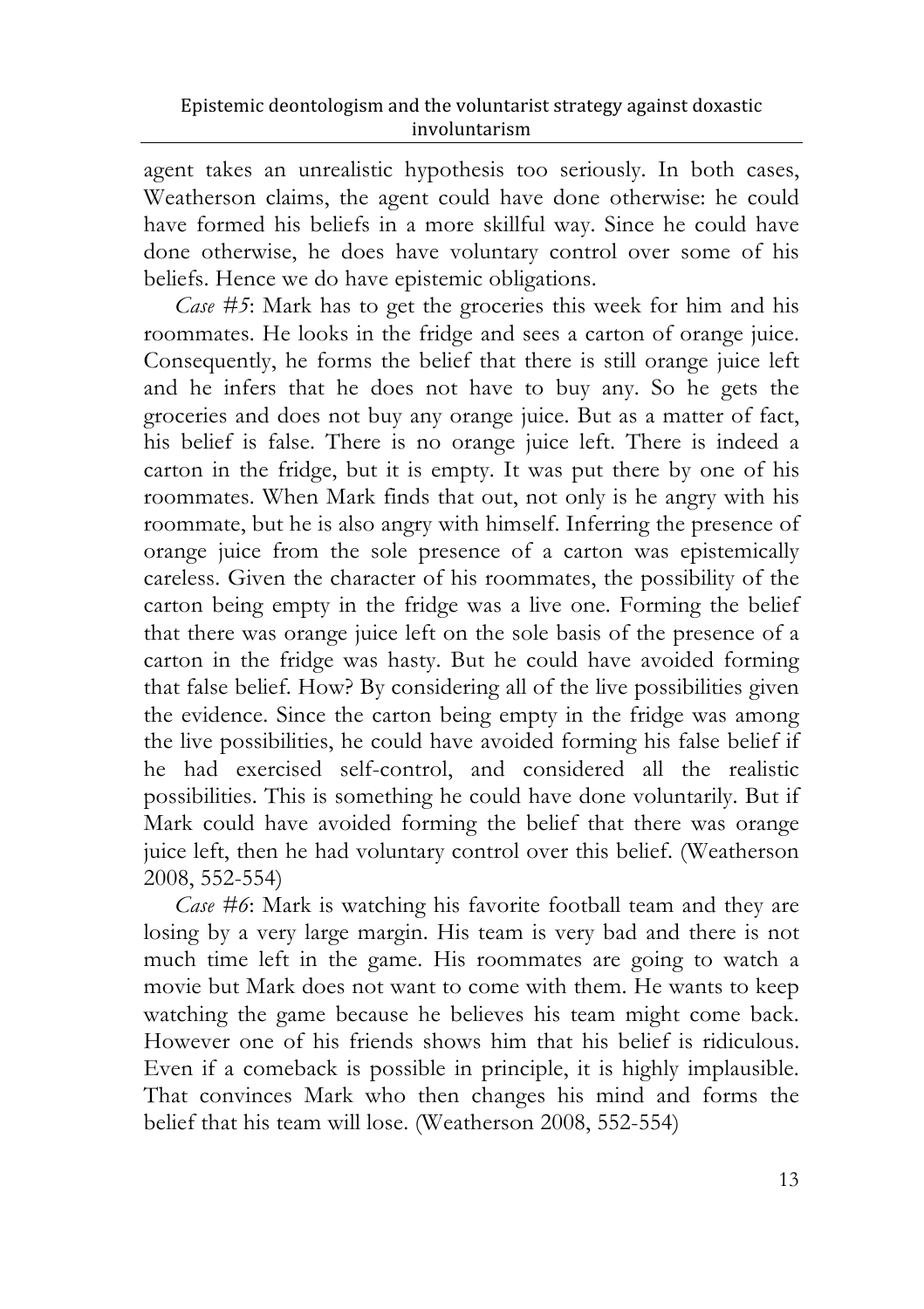agent takes an unrealistic hypothesis too seriously. In both cases, Weatherson claims, the agent could have done otherwise: he could have formed his beliefs in a more skillful way. Since he could have done otherwise, he does have voluntary control over some of his beliefs. Hence we do have epistemic obligations.

*Case #5*: Mark has to get the groceries this week for him and his roommates. He looks in the fridge and sees a carton of orange juice. Consequently, he forms the belief that there is still orange juice left and he infers that he does not have to buy any. So he gets the groceries and does not buy any orange juice. But as a matter of fact, his belief is false. There is no orange juice left. There is indeed a carton in the fridge, but it is empty. It was put there by one of his roommates. When Mark finds that out, not only is he angry with his roommate, but he is also angry with himself. Inferring the presence of orange juice from the sole presence of a carton was epistemically careless. Given the character of his roommates, the possibility of the carton being empty in the fridge was a live one. Forming the belief that there was orange juice left on the sole basis of the presence of a carton in the fridge was hasty. But he could have avoided forming that false belief. How? By considering all of the live possibilities given the evidence. Since the carton being empty in the fridge was among the live possibilities, he could have avoided forming his false belief if he had exercised self-control, and considered all the realistic possibilities. This is something he could have done voluntarily. But if Mark could have avoided forming the belief that there was orange juice left, then he had voluntary control over this belief. (Weatherson 2008, 552-554)

*Case #6*: Mark is watching his favorite football team and they are losing by a very large margin. His team is very bad and there is not much time left in the game. His roommates are going to watch a movie but Mark does not want to come with them. He wants to keep watching the game because he believes his team might come back. However one of his friends shows him that his belief is ridiculous. Even if a comeback is possible in principle, it is highly implausible. That convinces Mark who then changes his mind and forms the belief that his team will lose. (Weatherson 2008, 552-554)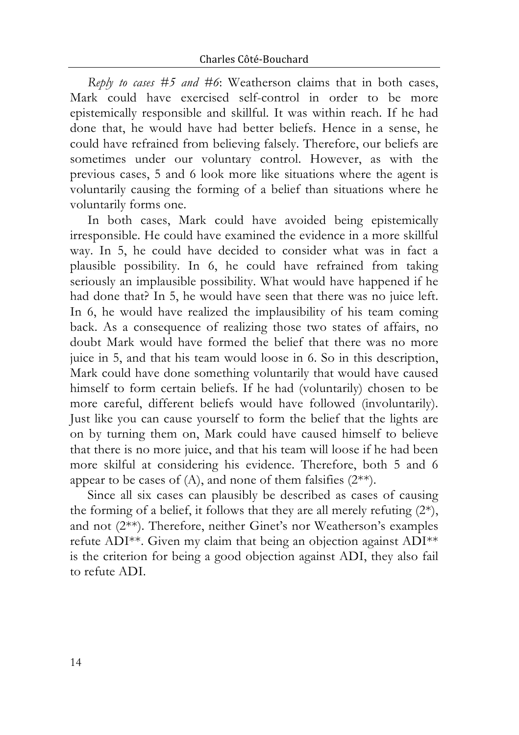*Reply to cases #5 and #6*: Weatherson claims that in both cases, Mark could have exercised self-control in order to be more epistemically responsible and skillful. It was within reach. If he had done that, he would have had better beliefs. Hence in a sense, he could have refrained from believing falsely. Therefore, our beliefs are sometimes under our voluntary control. However, as with the previous cases, 5 and 6 look more like situations where the agent is voluntarily causing the forming of a belief than situations where he voluntarily forms one.

In both cases, Mark could have avoided being epistemically irresponsible. He could have examined the evidence in a more skillful way. In 5, he could have decided to consider what was in fact a plausible possibility. In 6, he could have refrained from taking seriously an implausible possibility. What would have happened if he had done that? In 5, he would have seen that there was no juice left. In 6, he would have realized the implausibility of his team coming back. As a consequence of realizing those two states of affairs, no doubt Mark would have formed the belief that there was no more juice in 5, and that his team would loose in 6. So in this description, Mark could have done something voluntarily that would have caused himself to form certain beliefs. If he had (voluntarily) chosen to be more careful, different beliefs would have followed (involuntarily). Just like you can cause yourself to form the belief that the lights are on by turning them on, Mark could have caused himself to believe that there is no more juice, and that his team will loose if he had been more skilful at considering his evidence. Therefore, both 5 and 6 appear to be cases of (A), and none of them falsifies (2**).

Since all six cases can plausibly be described as cases of causing the forming of a belief, it follows that they are all merely refuting (2*), and not (2**). Therefore, neither Ginet's nor Weatherson's examples refute ADI**. Given my claim that being an objection against ADI** is the criterion for being a good objection against ADI, they also fail to refute ADI.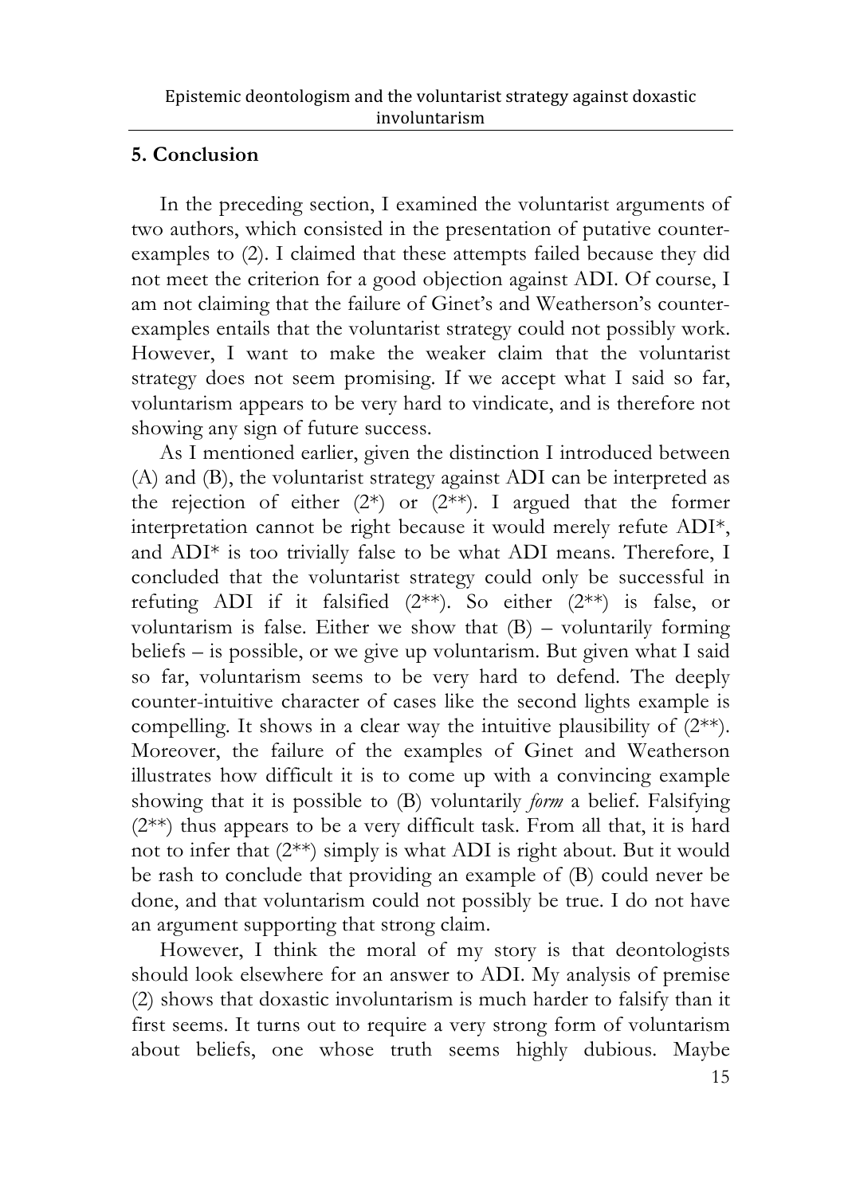## 5. Conclusion

In the preceding section, I examined the voluntarist arguments of two authors, which consisted in the presentation of putative counter-examples to (2). I claimed that these attempts failed because they did not meet the criterion for a good objection against ADI. Of course, I am not claiming that the failure of Ginet's and Weatherson's counter-examples entails that the voluntarist strategy could not possibly work. However, I want to make the weaker claim that the voluntarist strategy does not seem promising. If we accept what I said so far, voluntarism appears to be very hard to vindicate, and is therefore not showing any sign of future success.

As I mentioned earlier, given the distinction I introduced between (A) and (B), the voluntarist strategy against ADI can be interpreted as the rejection of either (2*) or (2**). I argued that the former interpretation cannot be right because it would merely refute ADI*, and ADI* is too trivially false to be what ADI means. Therefore, I concluded that the voluntarist strategy could only be successful in refuting ADI if it falsified (2**). So either (2**) is false, or voluntarism is false. Either we show that (B) – voluntarily forming beliefs – is possible, or we give up voluntarism. But given what I said so far, voluntarism seems to be very hard to defend. The deeply counter-intuitive character of cases like the second lights example is compelling. It shows in a clear way the intuitive plausibility of (2**). Moreover, the failure of the examples of Ginet and Weatherson illustrates how difficult it is to come up with a convincing example showing that it is possible to (B) voluntarily *form* a belief. Falsifying (2**) thus appears to be a very difficult task. From all that, it is hard not to infer that (2**) simply is what ADI is right about. But it would be rash to conclude that providing an example of (B) could never be done, and that voluntarism could not possibly be true. I do not have an argument supporting that strong claim.

However, I think the moral of my story is that deontologists should look elsewhere for an answer to ADI. My analysis of premise (2) shows that doxastic involuntarism is much harder to falsify than it first seems. It turns out to require a very strong form of voluntarism about beliefs, one whose truth seems highly dubious. Maybe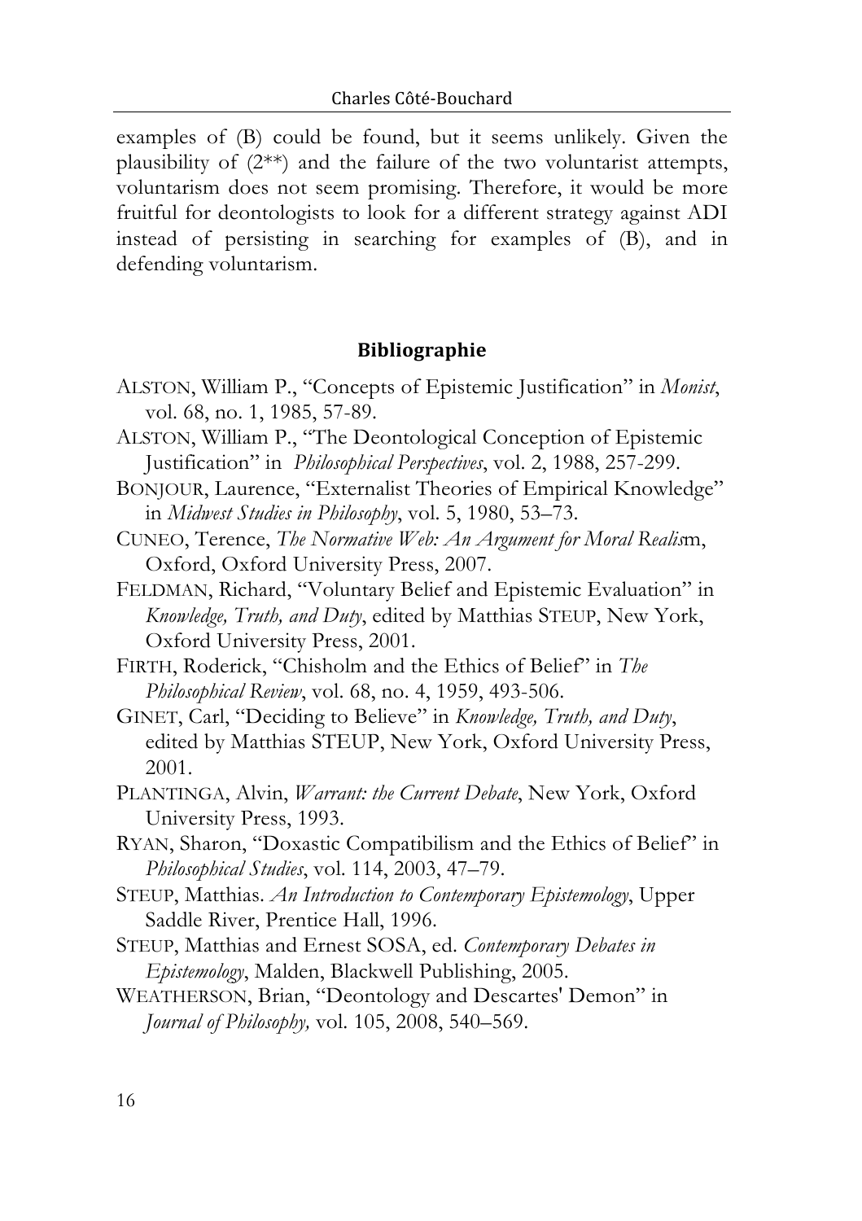examples of (B) could be found, but it seems unlikely. Given the plausibility of (2**) and the failure of the two voluntarist attempts, voluntarism does not seem promising. Therefore, it would be more fruitful for deontologists to look for a different strategy against ADI instead of persisting in searching for examples of (B), and in defending voluntarism.

## Bibliographie

ALSTON, William P., "Concepts of Epistemic Justification" in *Monist*, vol. 68, no. 1, 1985, 57-89.

ALSTON, William P., "The Deontological Conception of Epistemic Justification" in *Philosophical Perspectives*, vol. 2, 1988, 257-299.

BONJOUR, Laurence, "Externalist Theories of Empirical Knowledge" in *Midwest Studies in Philosophy*, vol. 5, 1980, 53–73.

CUNEO, Terence, *The Normative Web: An Argument for Moral Realis*m, Oxford, Oxford University Press, 2007.

FELDMAN, Richard, "Voluntary Belief and Epistemic Evaluation" in *Knowledge, Truth, and Duty*, edited by Matthias STEUP, New York, Oxford University Press, 2001.

FIRTH, Roderick, "Chisholm and the Ethics of Belief" in *The Philosophical Review*, vol. 68, no. 4, 1959, 493-506.

GINET, Carl, "Deciding to Believe" in *Knowledge, Truth, and Duty*, edited by Matthias STEUP, New York, Oxford University Press, 2001.

PLANTINGA, Alvin, *Warrant: the Current Debate*, New York, Oxford University Press, 1993.

RYAN, Sharon, "Doxastic Compatibilism and the Ethics of Belief" in *Philosophical Studies*, vol. 114, 2003, 47–79.

STEUP, Matthias. *An Introduction to Contemporary Epistemology*, Upper Saddle River, Prentice Hall, 1996.

STEUP, Matthias and Ernest SOSA, ed. *Contemporary Debates in Epistemology*, Malden, Blackwell Publishing, 2005.

WEATHERSON, Brian, "Deontology and Descartes' Demon" in *Journal of Philosophy,* vol. 105, 2008, 540–569.